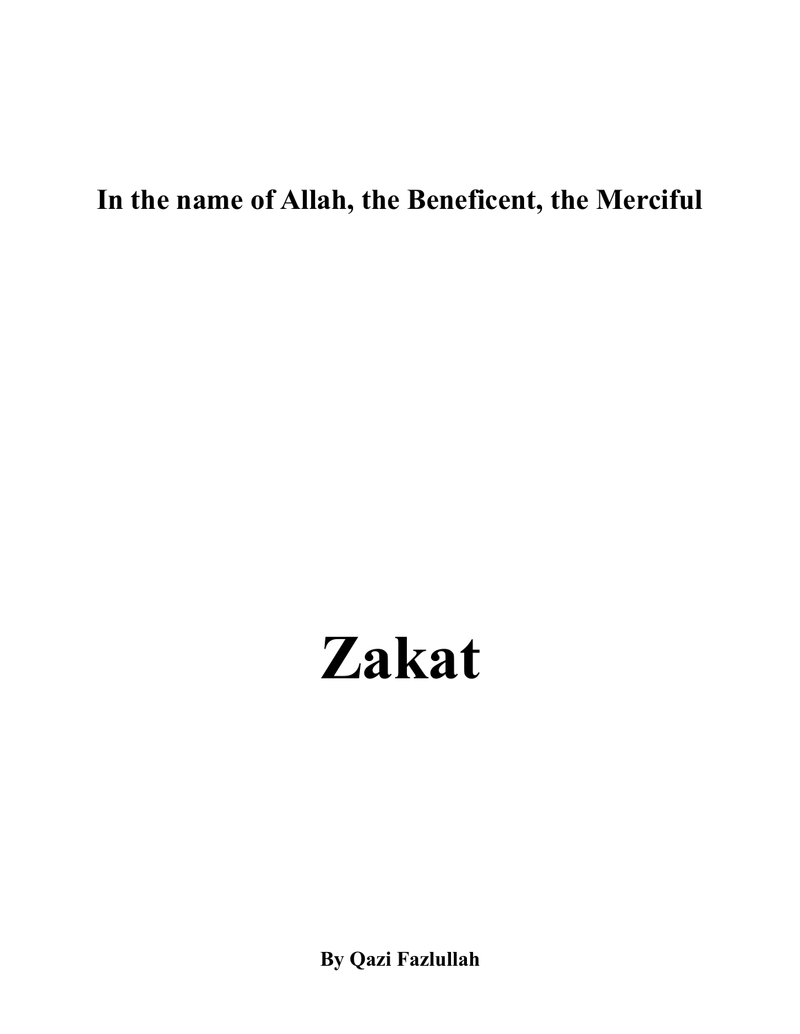**In the name of Allah, the Beneficent, the Merciful**

# Zakat

**By Qazi Fazlullah**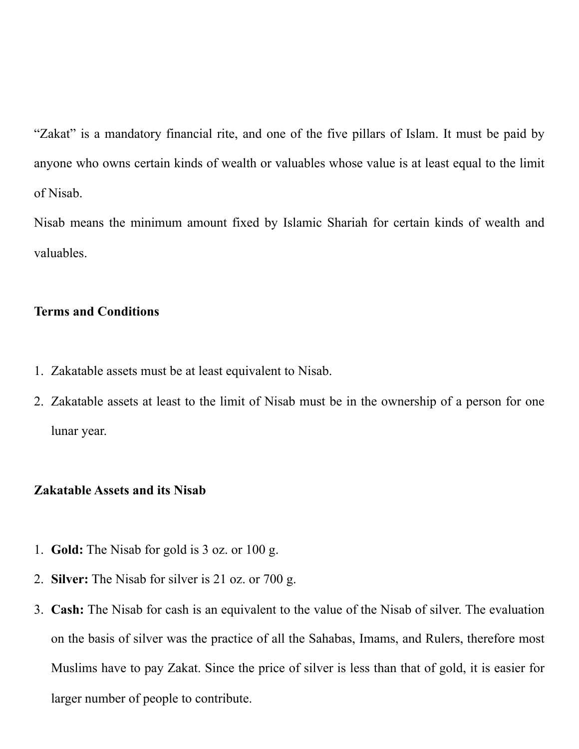"Zakat" is a mandatory financial rite, and one of the five pillars of Islam. It must be paid by anyone who owns certain kinds of wealth or valuables whose value is at least equal to the limit of Nisab.

Nisab means the minimum amount fixed by Islamic Shariah for certain kinds of wealth and valuables.

**Terms and Conditions**

1. Zakatable assets must be at least equivalent to Nisab.
2. Zakatable assets at least to the limit of Nisab must be in the ownership of a person for one lunar year.

**Zakatable Assets and its Nisab**

1. **Gold:** The Nisab for gold is 3 oz. or 100 g.
2. **Silver:** The Nisab for silver is 21 oz. or 700 g.
3. **Cash:** The Nisab for cash is an equivalent to the value of the Nisab of silver. The evaluation on the basis of silver was the practice of all the Sahabas, Imams, and Rulers, therefore most Muslims have to pay Zakat. Since the price of silver is less than that of gold, it is easier for larger number of people to contribute.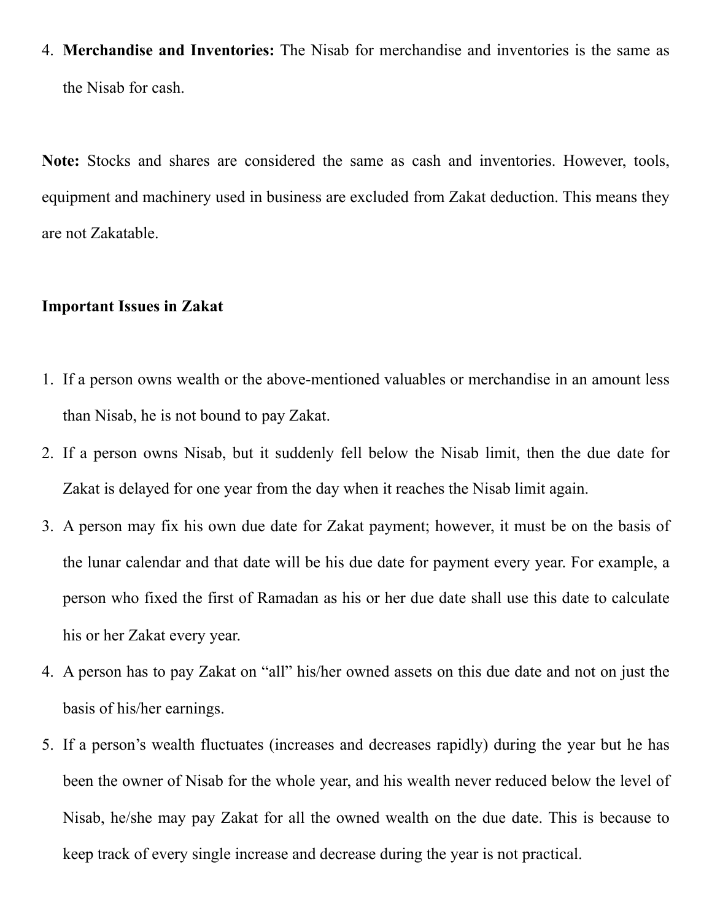4. **Merchandise and Inventories:** The Nisab for merchandise and inventories is the same as the Nisab for cash.

**Note:** Stocks and shares are considered the same as cash and inventories. However, tools, equipment and machinery used in business are excluded from Zakat deduction. This means they are not Zakatable.

**Important Issues in Zakat**

1. If a person owns wealth or the above-mentioned valuables or merchandise in an amount less than Nisab, he is not bound to pay Zakat.
2. If a person owns Nisab, but it suddenly fell below the Nisab limit, then the due date for Zakat is delayed for one year from the day when it reaches the Nisab limit again.
3. A person may fix his own due date for Zakat payment; however, it must be on the basis of the lunar calendar and that date will be his due date for payment every year. For example, a person who fixed the first of Ramadan as his or her due date shall use this date to calculate his or her Zakat every year.
4. A person has to pay Zakat on "all" his/her owned assets on this due date and not on just the basis of his/her earnings.
5. If a person's wealth fluctuates (increases and decreases rapidly) during the year but he has been the owner of Nisab for the whole year, and his wealth never reduced below the level of Nisab, he/she may pay Zakat for all the owned wealth on the due date. This is because to keep track of every single increase and decrease during the year is not practical.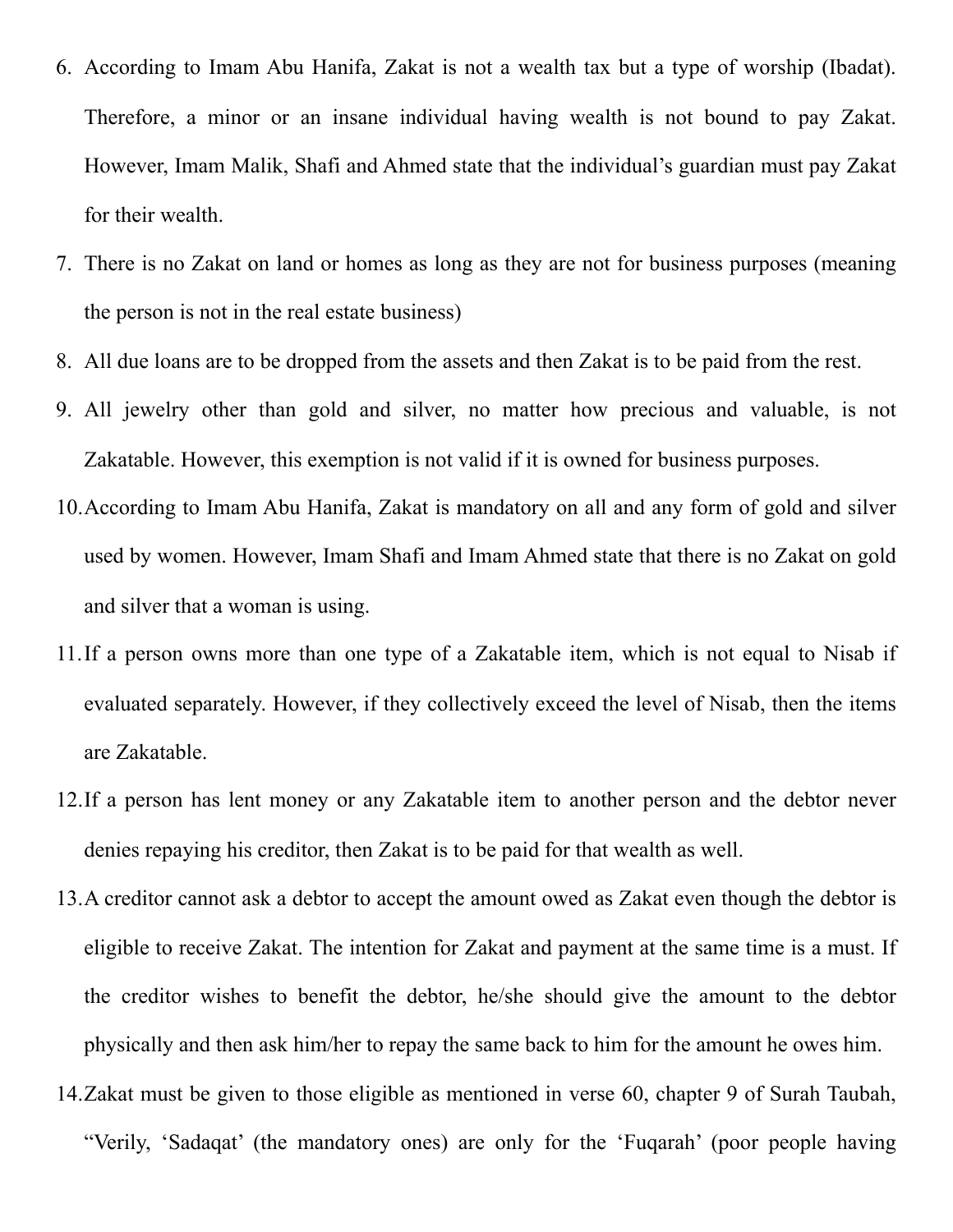6. According to Imam Abu Hanifa, Zakat is not a wealth tax but a type of worship (Ibadat). Therefore, a minor or an insane individual having wealth is not bound to pay Zakat. However, Imam Malik, Shafi and Ahmed state that the individual's guardian must pay Zakat for their wealth.
7. There is no Zakat on land or homes as long as they are not for business purposes (meaning the person is not in the real estate business)
8. All due loans are to be dropped from the assets and then Zakat is to be paid from the rest.
9. All jewelry other than gold and silver, no matter how precious and valuable, is not Zakatable. However, this exemption is not valid if it is owned for business purposes.
10. According to Imam Abu Hanifa, Zakat is mandatory on all and any form of gold and silver used by women. However, Imam Shafi and Imam Ahmed state that there is no Zakat on gold and silver that a woman is using.
11. If a person owns more than one type of a Zakatable item, which is not equal to Nisab if evaluated separately. However, if they collectively exceed the level of Nisab, then the items are Zakatable.
12. If a person has lent money or any Zakatable item to another person and the debtor never denies repaying his creditor, then Zakat is to be paid for that wealth as well.
13. A creditor cannot ask a debtor to accept the amount owed as Zakat even though the debtor is eligible to receive Zakat. The intention for Zakat and payment at the same time is a must. If the creditor wishes to benefit the debtor, he/she should give the amount to the debtor physically and then ask him/her to repay the same back to him for the amount he owes him.
14. Zakat must be given to those eligible as mentioned in verse 60, chapter 9 of Surah Taubah, "Verily, 'Sadaqat' (the mandatory ones) are only for the 'Fuqarah' (poor people having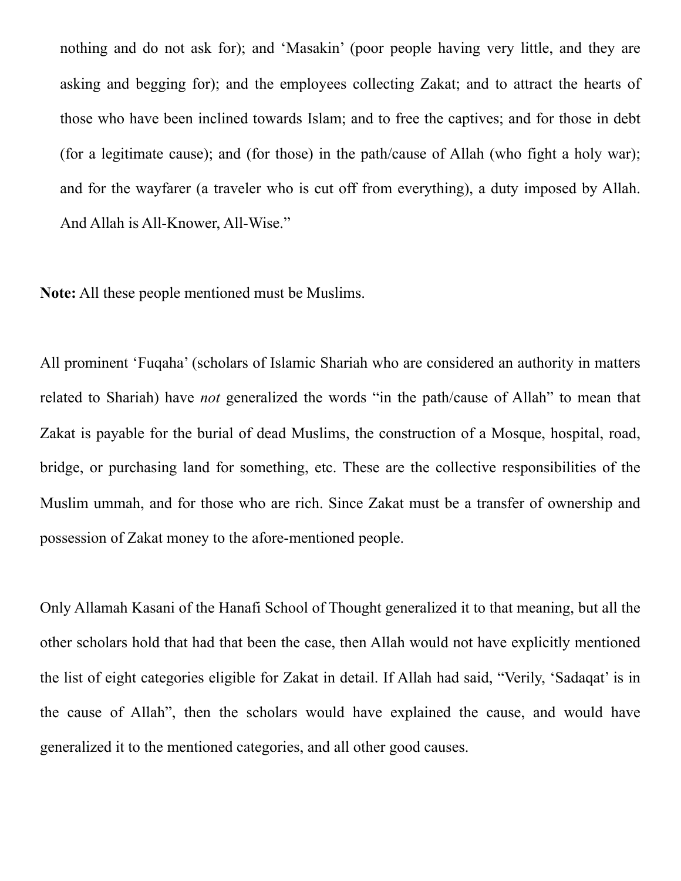nothing and do not ask for); and 'Masakin' (poor people having very little, and they are asking and begging for); and the employees collecting Zakat; and to attract the hearts of those who have been inclined towards Islam; and to free the captives; and for those in debt (for a legitimate cause); and (for those) in the path/cause of Allah (who fight a holy war); and for the wayfarer (a traveler who is cut off from everything), a duty imposed by Allah. And Allah is All-Knower, All-Wise."

**Note:** All these people mentioned must be Muslims.

All prominent 'Fuqaha' (scholars of Islamic Shariah who are considered an authority in matters related to Shariah) have *not* generalized the words "in the path/cause of Allah" to mean that Zakat is payable for the burial of dead Muslims, the construction of a Mosque, hospital, road, bridge, or purchasing land for something, etc. These are the collective responsibilities of the Muslim ummah, and for those who are rich. Since Zakat must be a transfer of ownership and possession of Zakat money to the afore-mentioned people.

Only Allamah Kasani of the Hanafi School of Thought generalized it to that meaning, but all the other scholars hold that had that been the case, then Allah would not have explicitly mentioned the list of eight categories eligible for Zakat in detail. If Allah had said, "Verily, 'Sadaqat' is in the cause of Allah", then the scholars would have explained the cause, and would have generalized it to the mentioned categories, and all other good causes.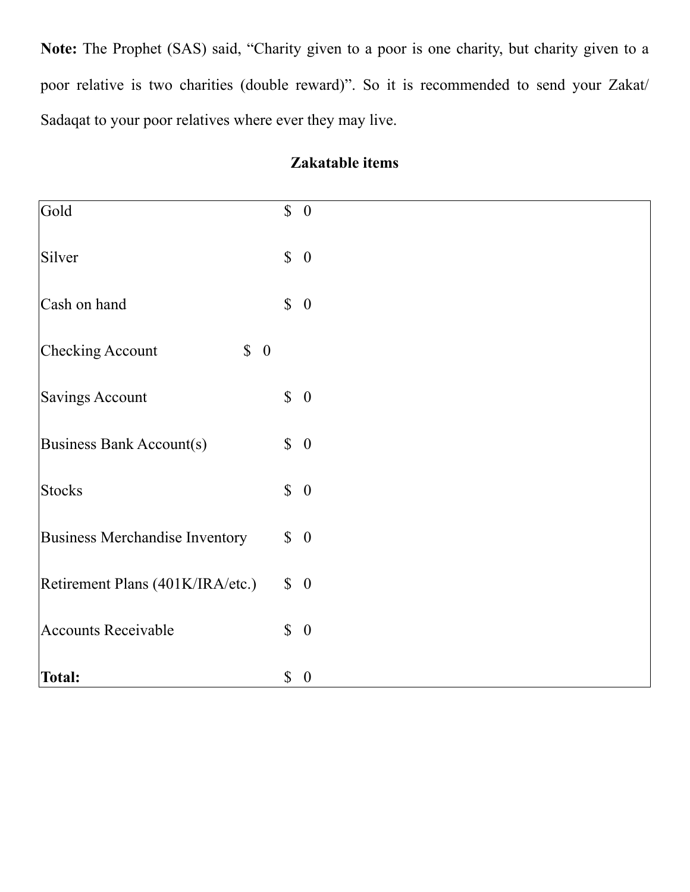**Note:** The Prophet (SAS) said, "Charity given to a poor is one charity, but charity given to a poor relative is two charities (double reward)". So it is recommended to send your Zakat/ Sadaqat to your poor relatives where ever they may live.

**Zakatable items**

| | |
|---|---|
| Gold | $ 0 |
| Silver | $ 0 |
| Cash on hand | $ 0 |
| Checking Account | $ 0 |
| Savings Account | $ 0 |
| Business Bank Account(s) | $ 0 |
| Stocks | $ 0 |
| Business Merchandise Inventory | $ 0 |
| Retirement Plans (401K/IRA/etc.) | $ 0 |
| Accounts Receivable | $ 0 |
| **Total:** | $ 0 |